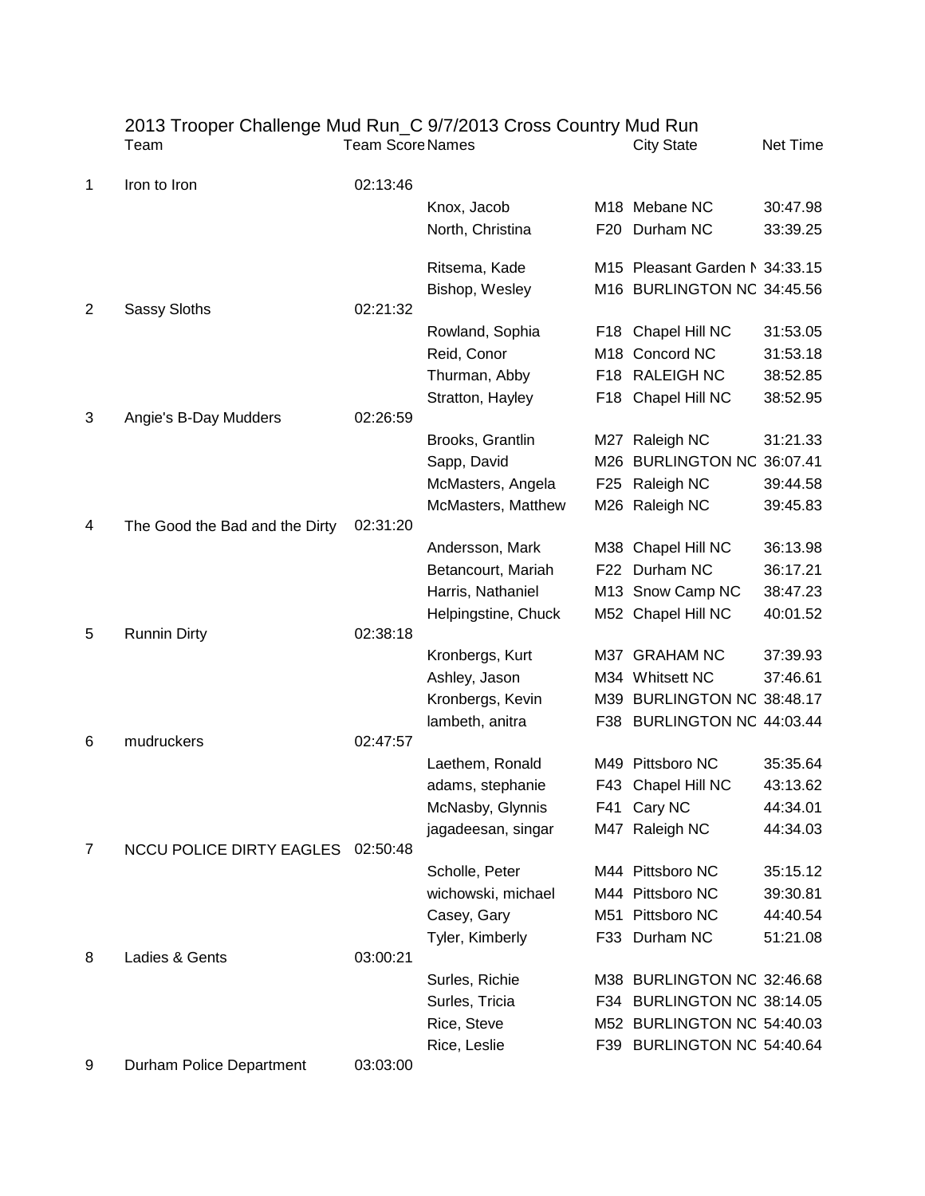2013 Trooper Challenge Mud Run_C 9/7/2013 Cross Country Mud Run

| | Team | Team Score | Names | | City State | Net Time |
|---|---|---|---|---|---|---|
| 1 | Iron to Iron | 02:13:46 | | | | |
| | | | Knox, Jacob | M18 | Mebane NC | 30:47.98 |
| | | | North, Christina | F20 | Durham NC | 33:39.25 |
| | | | Ritsema, Kade | M15 | Pleasant Garden N | 34:33.15 |
| | | | Bishop, Wesley | M16 | BURLINGTON NC | 34:45.56 |
| 2 | Sassy Sloths | 02:21:32 | | | | |
| | | | Rowland, Sophia | F18 | Chapel Hill NC | 31:53.05 |
| | | | Reid, Conor | M18 | Concord NC | 31:53.18 |
| | | | Thurman, Abby | F18 | RALEIGH NC | 38:52.85 |
| | | | Stratton, Hayley | F18 | Chapel Hill NC | 38:52.95 |
| 3 | Angie's B-Day Mudders | 02:26:59 | | | | |
| | | | Brooks, Grantlin | M27 | Raleigh NC | 31:21.33 |
| | | | Sapp, David | M26 | BURLINGTON NC | 36:07.41 |
| | | | McMasters, Angela | F25 | Raleigh NC | 39:44.58 |
| | | | McMasters, Matthew | M26 | Raleigh NC | 39:45.83 |
| 4 | The Good the Bad and the Dirty | 02:31:20 | | | | |
| | | | Andersson, Mark | M38 | Chapel Hill NC | 36:13.98 |
| | | | Betancourt, Mariah | F22 | Durham NC | 36:17.21 |
| | | | Harris, Nathaniel | M13 | Snow Camp NC | 38:47.23 |
| | | | Helpingstine, Chuck | M52 | Chapel Hill NC | 40:01.52 |
| 5 | Runnin Dirty | 02:38:18 | | | | |
| | | | Kronbergs, Kurt | M37 | GRAHAM NC | 37:39.93 |
| | | | Ashley, Jason | M34 | Whitsett NC | 37:46.61 |
| | | | Kronbergs, Kevin | M39 | BURLINGTON NC | 38:48.17 |
| | | | lambeth, anitra | F38 | BURLINGTON NC | 44:03.44 |
| 6 | mudruckers | 02:47:57 | | | | |
| | | | Laethem, Ronald | M49 | Pittsboro NC | 35:35.64 |
| | | | adams, stephanie | F43 | Chapel Hill NC | 43:13.62 |
| | | | McNasby, Glynnis | F41 | Cary NC | 44:34.01 |
| | | | jagadeesan, singar | M47 | Raleigh NC | 44:34.03 |
| 7 | NCCU POLICE DIRTY EAGLES | 02:50:48 | | | | |
| | | | Scholle, Peter | M44 | Pittsboro NC | 35:15.12 |
| | | | wichowski, michael | M44 | Pittsboro NC | 39:30.81 |
| | | | Casey, Gary | M51 | Pittsboro NC | 44:40.54 |
| | | | Tyler, Kimberly | F33 | Durham NC | 51:21.08 |
| 8 | Ladies & Gents | 03:00:21 | | | | |
| | | | Surles, Richie | M38 | BURLINGTON NC | 32:46.68 |
| | | | Surles, Tricia | F34 | BURLINGTON NC | 38:14.05 |
| | | | Rice, Steve | M52 | BURLINGTON NC | 54:40.03 |
| | | | Rice, Leslie | F39 | BURLINGTON NC | 54:40.64 |
| 9 | Durham Police Department | 03:03:00 | | | | |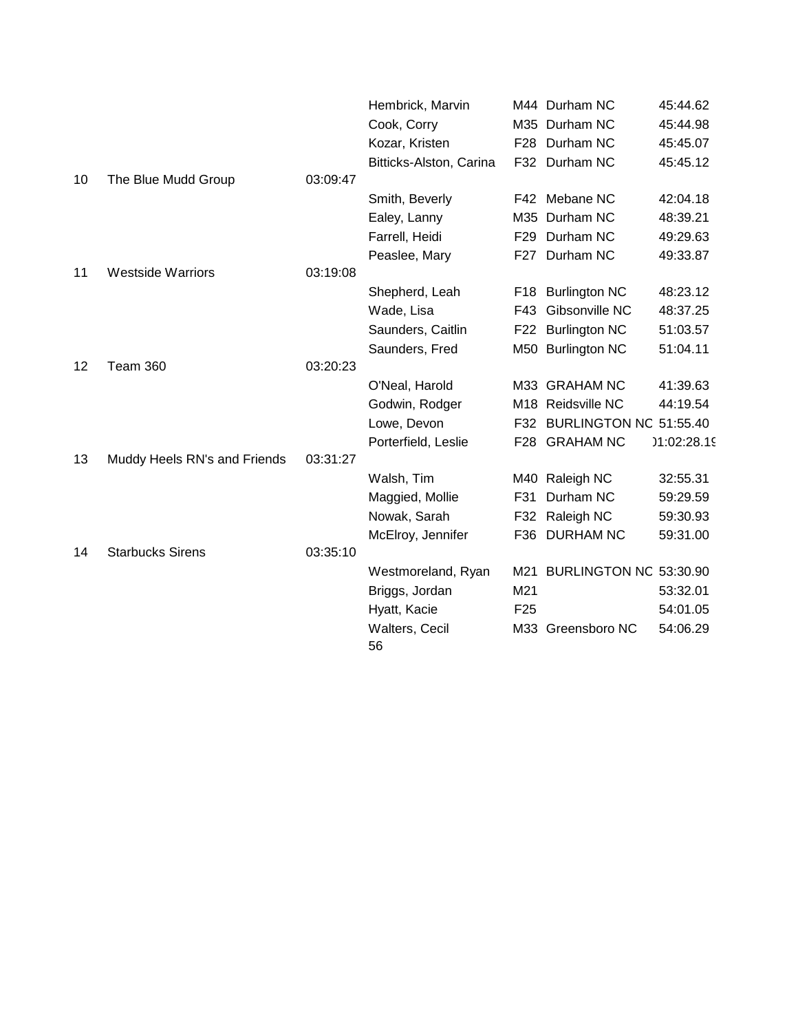| Place | Team | Team Time | Name | Age/Sex | City | Time |
|---|---|---|---|---|---|---|
| | | | Hembrick, Marvin | M44 | Durham NC | 45:44.62 |
| | | | Cook, Corry | M35 | Durham NC | 45:44.98 |
| | | | Kozar, Kristen | F28 | Durham NC | 45:45.07 |
| | | | Bitticks-Alston, Carina | F32 | Durham NC | 45:45.12 |
| 10 | The Blue Mudd Group | 03:09:47 | | | | |
| | | | Smith, Beverly | F42 | Mebane NC | 42:04.18 |
| | | | Ealey, Lanny | M35 | Durham NC | 48:39.21 |
| | | | Farrell, Heidi | F29 | Durham NC | 49:29.63 |
| | | | Peaslee, Mary | F27 | Durham NC | 49:33.87 |
| 11 | Westside Warriors | 03:19:08 | | | | |
| | | | Shepherd, Leah | F18 | Burlington NC | 48:23.12 |
| | | | Wade, Lisa | F43 | Gibsonville NC | 48:37.25 |
| | | | Saunders, Caitlin | F22 | Burlington NC | 51:03.57 |
| | | | Saunders, Fred | M50 | Burlington NC | 51:04.11 |
| 12 | Team 360 | 03:20:23 | | | | |
| | | | O'Neal, Harold | M33 | GRAHAM NC | 41:39.63 |
| | | | Godwin, Rodger | M18 | Reidsville NC | 44:19.54 |
| | | | Lowe, Devon | F32 | BURLINGTON NC | 51:55.40 |
| | | | Porterfield, Leslie | F28 | GRAHAM NC | )1:02:28.19 |
| 13 | Muddy Heels RN's and Friends | 03:31:27 | | | | |
| | | | Walsh, Tim | M40 | Raleigh NC | 32:55.31 |
| | | | Maggied, Mollie | F31 | Durham NC | 59:29.59 |
| | | | Nowak, Sarah | F32 | Raleigh NC | 59:30.93 |
| | | | McElroy, Jennifer | F36 | DURHAM NC | 59:31.00 |
| 14 | Starbucks Sirens | 03:35:10 | | | | |
| | | | Westmoreland, Ryan | M21 | BURLINGTON NC | 53:30.90 |
| | | | Briggs, Jordan | M21 | | 53:32.01 |
| | | | Hyatt, Kacie | F25 | | 54:01.05 |
| | | | Walters, Cecil | M33 | Greensboro NC | 54:06.29 |
| | | | 56 | | | |